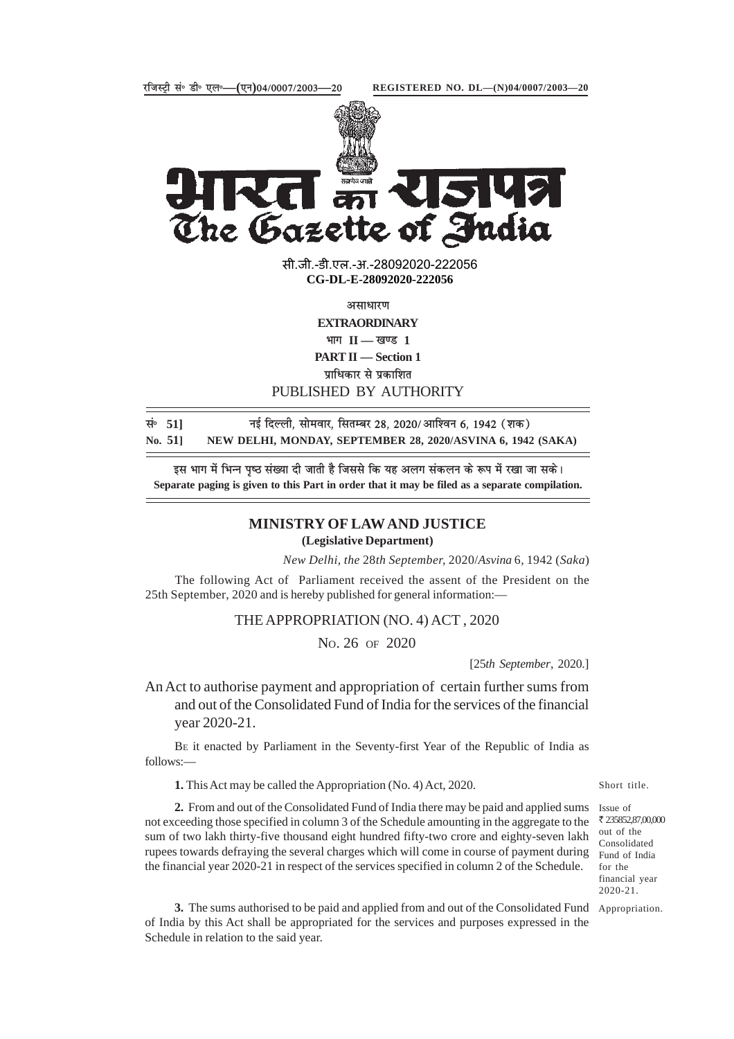रजिस्ट्री सं॰ डी॰ एल॰—(एन)04/0007/2003—20 REGISTERED NO. DL—(N)04/0007/2003—20

# भारत का राजपत्र
# The Gazette of India

सी.जी.-डी.एल.-अ.-28092020-222056
**CG-DL-E-28092020-222056**

असाधारण
**EXTRAORDINARY**
भाग II — खण्ड 1
**PART II — Section 1**
प्राधिकार से प्रकाशित
PUBLISHED BY AUTHORITY

सं॰ 51] नई दिल्ली, सोमवार, सितम्बर 28, 2020/ आश्विन 6, 1942 (शक)
**No. 51] NEW DELHI, MONDAY, SEPTEMBER 28, 2020/ASVINA 6, 1942 (SAKA)**

इस भाग में भिन्न पृष्ठ संख्या दी जाती है जिससे कि यह अलग संकलन के रूप में रखा जा सके।
**Separate paging is given to this Part in order that it may be filed as a separate compilation.**

## MINISTRY OF LAW AND JUSTICE
**(Legislative Department)**

*New Delhi, the* 28*th September*, 2020/*Asvina* 6, 1942 (*Saka*)

The following Act of Parliament received the assent of the President on the 25th September, 2020 and is hereby published for general information:—

## THE APPROPRIATION (NO. 4) ACT, 2020

NO. 26 OF 2020

[25*th September*, 2020.]

An Act to authorise payment and appropriation of certain further sums from and out of the Consolidated Fund of India for the services of the financial year 2020-21.

BE it enacted by Parliament in the Seventy-first Year of the Republic of India as follows:—

Short title.

**1.** This Act may be called the Appropriation (No. 4) Act, 2020.

Issue of ₹ 235852,87,00,000 out of the Consolidated Fund of India for the financial year 2020-21.

**2.** From and out of the Consolidated Fund of India there may be paid and applied sums not exceeding those specified in column 3 of the Schedule amounting in the aggregate to the sum of two lakh thirty-five thousand eight hundred fifty-two crore and eighty-seven lakh rupees towards defraying the several charges which will come in course of payment during the financial year 2020-21 in respect of the services specified in column 2 of the Schedule.

Appropriation.

**3.** The sums authorised to be paid and applied from and out of the Consolidated Fund of India by this Act shall be appropriated for the services and purposes expressed in the Schedule in relation to the said year.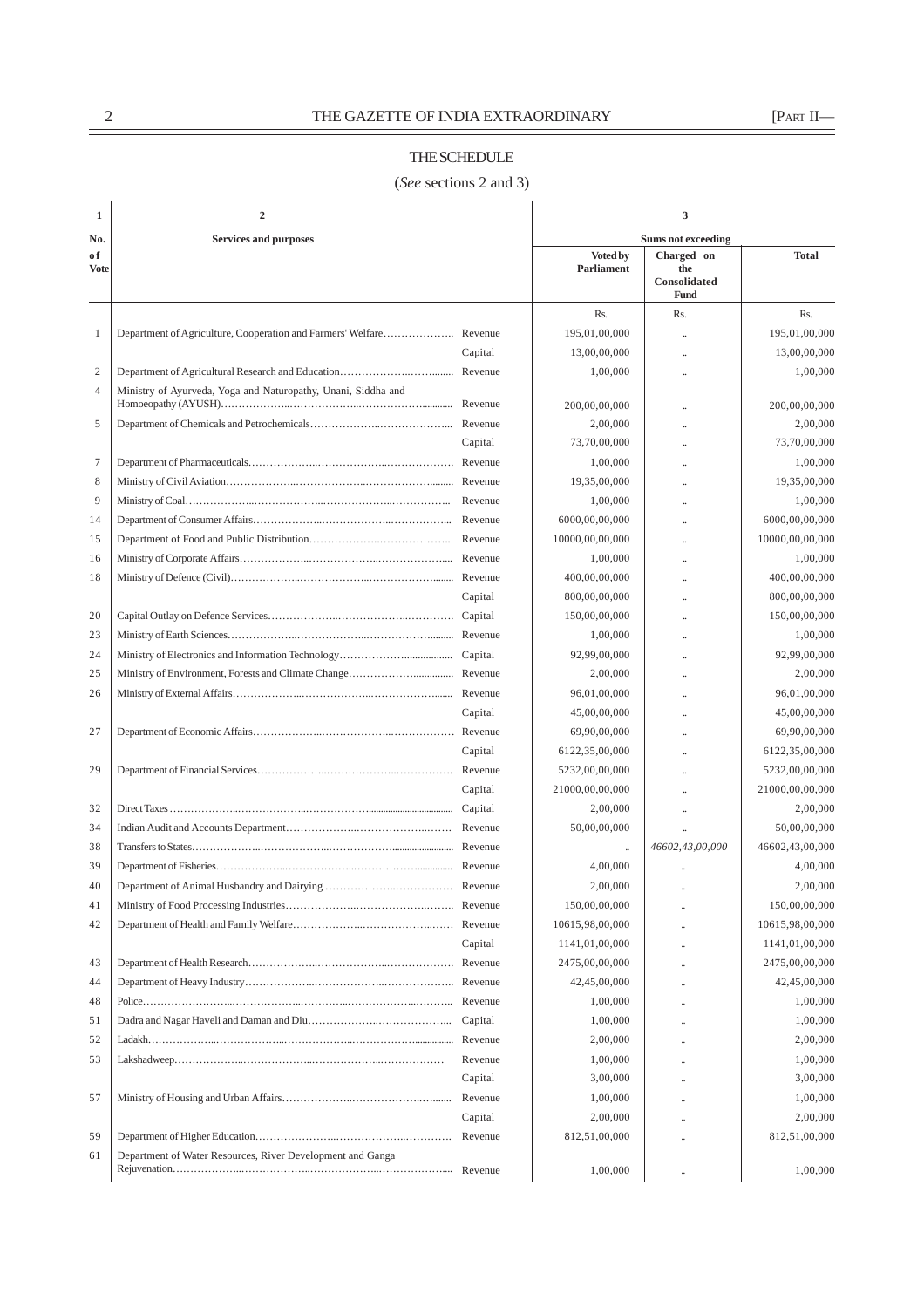## THE SCHEDULE

(*See* sections 2 and 3)

| 1 | 2 | | 3 | | |
|---|---|---|---|---|---|
| No. of Vote | Services and purposes | | Sums not exceeding | | |
| | | | Voted by Parliament | Charged on the Consolidated Fund | Total |
| | | | Rs. | Rs. | Rs. |
| 1 | Department of Agriculture, Cooperation and Farmers' Welfare | Revenue | 195,01,00,000 | .. | 195,01,00,000 |
| | | Capital | 13,00,00,000 | .. | 13,00,00,000 |
| 2 | Department of Agricultural Research and Education | Revenue | 1,00,000 | .. | 1,00,000 |
| 4 | Ministry of Ayurveda, Yoga and Naturopathy, Unani, Siddha and Homoeopathy (AYUSH) | Revenue | 200,00,00,000 | .. | 200,00,00,000 |
| 5 | Department of Chemicals and Petrochemicals | Revenue | 2,00,000 | .. | 2,00,000 |
| | | Capital | 73,70,00,000 | .. | 73,70,00,000 |
| 7 | Department of Pharmaceuticals | Revenue | 1,00,000 | .. | 1,00,000 |
| 8 | Ministry of Civil Aviation | Revenue | 19,35,00,000 | .. | 19,35,00,000 |
| 9 | Ministry of Coal | Revenue | 1,00,000 | .. | 1,00,000 |
| 14 | Department of Consumer Affairs | Revenue | 6000,00,00,000 | .. | 6000,00,00,000 |
| 15 | Department of Food and Public Distribution | Revenue | 10000,00,00,000 | .. | 10000,00,00,000 |
| 16 | Ministry of Corporate Affairs | Revenue | 1,00,000 | .. | 1,00,000 |
| 18 | Ministry of Defence (Civil) | Revenue | 400,00,00,000 | .. | 400,00,00,000 |
| | | Capital | 800,00,00,000 | .. | 800,00,00,000 |
| 20 | Capital Outlay on Defence Services | Capital | 150,00,00,000 | .. | 150,00,00,000 |
| 23 | Ministry of Earth Sciences | Revenue | 1,00,000 | .. | 1,00,000 |
| 24 | Ministry of Electronics and Information Technology | Capital | 92,99,00,000 | .. | 92,99,00,000 |
| 25 | Ministry of Environment, Forests and Climate Change | Revenue | 2,00,000 | .. | 2,00,000 |
| 26 | Ministry of External Affairs | Revenue | 96,01,00,000 | .. | 96,01,00,000 |
| | | Capital | 45,00,00,000 | .. | 45,00,00,000 |
| 27 | Department of Economic Affairs | Revenue | 69,90,00,000 | .. | 69,90,00,000 |
| | | Capital | 6122,35,00,000 | .. | 6122,35,00,000 |
| 29 | Department of Financial Services | Revenue | 5232,00,00,000 | .. | 5232,00,00,000 |
| | | Capital | 21000,00,00,000 | .. | 21000,00,00,000 |
| 32 | Direct Taxes | Capital | 2,00,000 | .. | 2,00,000 |
| 34 | Indian Audit and Accounts Department | Revenue | 50,00,00,000 | .. | 50,00,00,000 |
| 38 | Transfers to States | Revenue | .. | *46602,43,00,000* | 46602,43,00,000 |
| 39 | Department of Fisheries | Revenue | 4,00,000 | .. | 4,00,000 |
| 40 | Department of Animal Husbandry and Dairying | Revenue | 2,00,000 | .. | 2,00,000 |
| 41 | Ministry of Food Processing Industries | Revenue | 150,00,00,000 | .. | 150,00,00,000 |
| 42 | Department of Health and Family Welfare | Revenue | 10615,98,00,000 | .. | 10615,98,00,000 |
| | | Capital | 1141,01,00,000 | .. | 1141,01,00,000 |
| 43 | Department of Health Research | Revenue | 2475,00,00,000 | .. | 2475,00,00,000 |
| 44 | Department of Heavy Industry | Revenue | 42,45,00,000 | .. | 42,45,00,000 |
| 48 | Police | Revenue | 1,00,000 | .. | 1,00,000 |
| 51 | Dadra and Nagar Haveli and Daman and Diu | Capital | 1,00,000 | .. | 1,00,000 |
| 52 | Ladakh | Revenue | 2,00,000 | .. | 2,00,000 |
| 53 | Lakshadweep | Revenue | 1,00,000 | .. | 1,00,000 |
| | | Capital | 3,00,000 | .. | 3,00,000 |
| 57 | Ministry of Housing and Urban Affairs | Revenue | 1,00,000 | .. | 1,00,000 |
| | | Capital | 2,00,000 | .. | 2,00,000 |
| 59 | Department of Higher Education | Revenue | 812,51,00,000 | .. | 812,51,00,000 |
| 61 | Department of Water Resources, River Development and Ganga Rejuvenation | Revenue | 1,00,000 | .. | 1,00,000 |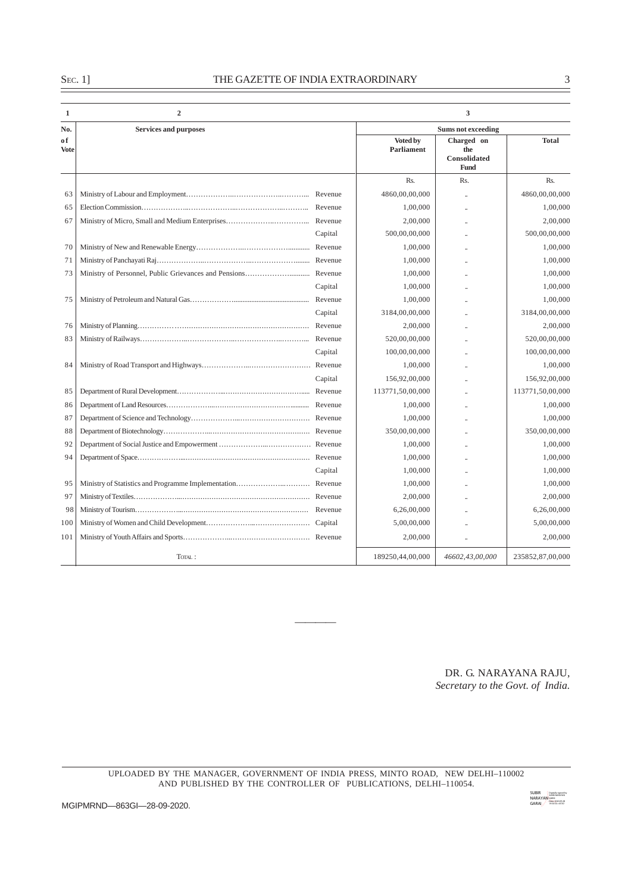| 1 | 2 | | 3 | | |
|---|---|---|---|---|---|
| No. of Vote | Services and purposes | | Sums not exceeding | | |
| | | | Voted by Parliament | Charged on the Consolidated Fund | Total |
| | | | Rs. | Rs. | Rs. |
| 63 | Ministry of Labour and Employment | Revenue | 4860,00,00,000 | .. | 4860,00,00,000 |
| 65 | Election Commission | Revenue | 1,00,000 | .. | 1,00,000 |
| 67 | Ministry of Micro, Small and Medium Enterprises | Revenue | 2,00,000 | .. | 2,00,000 |
| | | Capital | 500,00,00,000 | .. | 500,00,00,000 |
| 70 | Ministry of New and Renewable Energy | Revenue | 1,00,000 | .. | 1,00,000 |
| 71 | Ministry of Panchayati Raj | Revenue | 1,00,000 | .. | 1,00,000 |
| 73 | Ministry of Personnel, Public Grievances and Pensions | Revenue | 1,00,000 | .. | 1,00,000 |
| | | Capital | 1,00,000 | .. | 1,00,000 |
| 75 | Ministry of Petroleum and Natural Gas | Revenue | 1,00,000 | .. | 1,00,000 |
| | | Capital | 3184,00,00,000 | .. | 3184,00,00,000 |
| 76 | Ministry of Planning | Revenue | 2,00,000 | .. | 2,00,000 |
| 83 | Ministry of Railways | Revenue | 520,00,00,000 | .. | 520,00,00,000 |
| | | Capital | 100,00,00,000 | .. | 100,00,00,000 |
| 84 | Ministry of Road Transport and Highways | Revenue | 1,00,000 | .. | 1,00,000 |
| | | Capital | 156,92,00,000 | .. | 156,92,00,000 |
| 85 | Department of Rural Development | Revenue | 113771,50,00,000 | .. | 113771,50,00,000 |
| 86 | Department of Land Resources | Revenue | 1,00,000 | .. | 1,00,000 |
| 87 | Department of Science and Technology | Revenue | 1,00,000 | .. | 1,00,000 |
| 88 | Department of Biotechnology | Revenue | 350,00,00,000 | .. | 350,00,00,000 |
| 92 | Department of Social Justice and Empowerment | Revenue | 1,00,000 | .. | 1,00,000 |
| 94 | Department of Space | Revenue | 1,00,000 | .. | 1,00,000 |
| | | Capital | 1,00,000 | .. | 1,00,000 |
| 95 | Ministry of Statistics and Programme Implementation | Revenue | 1,00,000 | .. | 1,00,000 |
| 97 | Ministry of Textiles | Revenue | 2,00,000 | .. | 2,00,000 |
| 98 | Ministry of Tourism | Revenue | 6,26,00,000 | .. | 6,26,00,000 |
| 100 | Ministry of Women and Child Development | Capital | 5,00,00,000 | .. | 5,00,00,000 |
| 101 | Ministry of Youth Affairs and Sports | Revenue | 2,00,000 | .. | 2,00,000 |
| | TOTAL : | | 189250,44,00,000 | *46602,43,00,000* | 235852,87,00,000 |

DR. G. NARAYANA RAJU,
*Secretary to the Govt. of India.*

UPLOADED BY THE MANAGER, GOVERNMENT OF INDIA PRESS, MINTO ROAD, NEW DELHI–110002 AND PUBLISHED BY THE CONTROLLER OF PUBLICATIONS, DELHI–110054.

MGIPMRND—863GI—28-09-2020.